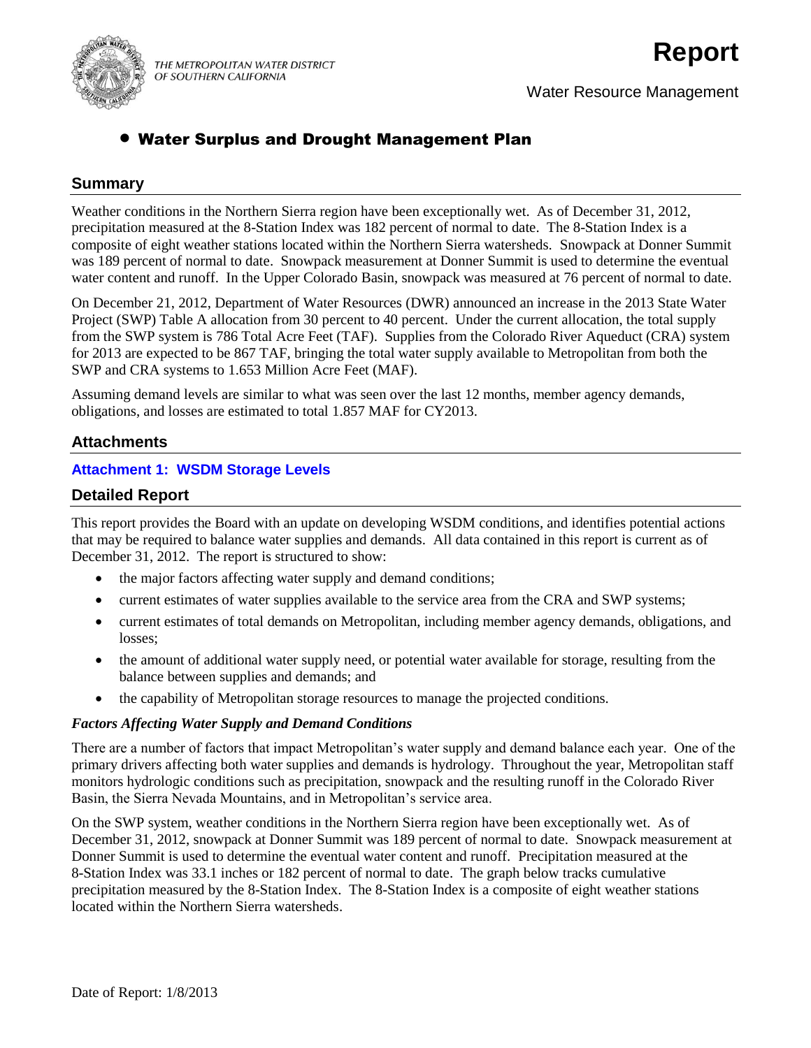THE METROPOLITAN WATER DISTRICT OF SOUTHERN CALIFORNIA

# Report

Water Resource Management

## • Water Surplus and Drought Management Plan

### Summary

Weather conditions in the Northern Sierra region have been exceptionally wet. As of December 31, 2012, precipitation measured at the 8-Station Index was 182 percent of normal to date. The 8-Station Index is a composite of eight weather stations located within the Northern Sierra watersheds. Snowpack at Donner Summit was 189 percent of normal to date. Snowpack measurement at Donner Summit is used to determine the eventual water content and runoff. In the Upper Colorado Basin, snowpack was measured at 76 percent of normal to date.

On December 21, 2012, Department of Water Resources (DWR) announced an increase in the 2013 State Water Project (SWP) Table A allocation from 30 percent to 40 percent. Under the current allocation, the total supply from the SWP system is 786 Total Acre Feet (TAF). Supplies from the Colorado River Aqueduct (CRA) system for 2013 are expected to be 867 TAF, bringing the total water supply available to Metropolitan from both the SWP and CRA systems to 1.653 Million Acre Feet (MAF).

Assuming demand levels are similar to what was seen over the last 12 months, member agency demands, obligations, and losses are estimated to total 1.857 MAF for CY2013.

### Attachments

**Attachment 1: WSDM Storage Levels**

### Detailed Report

This report provides the Board with an update on developing WSDM conditions, and identifies potential actions that may be required to balance water supplies and demands. All data contained in this report is current as of December 31, 2012. The report is structured to show:

- the major factors affecting water supply and demand conditions;
- current estimates of water supplies available to the service area from the CRA and SWP systems;
- current estimates of total demands on Metropolitan, including member agency demands, obligations, and losses;
- the amount of additional water supply need, or potential water available for storage, resulting from the balance between supplies and demands; and
- the capability of Metropolitan storage resources to manage the projected conditions.

***Factors Affecting Water Supply and Demand Conditions***

There are a number of factors that impact Metropolitan's water supply and demand balance each year. One of the primary drivers affecting both water supplies and demands is hydrology. Throughout the year, Metropolitan staff monitors hydrologic conditions such as precipitation, snowpack and the resulting runoff in the Colorado River Basin, the Sierra Nevada Mountains, and in Metropolitan's service area.

On the SWP system, weather conditions in the Northern Sierra region have been exceptionally wet. As of December 31, 2012, snowpack at Donner Summit was 189 percent of normal to date. Snowpack measurement at Donner Summit is used to determine the eventual water content and runoff. Precipitation measured at the 8-Station Index was 33.1 inches or 182 percent of normal to date. The graph below tracks cumulative precipitation measured by the 8-Station Index. The 8-Station Index is a composite of eight weather stations located within the Northern Sierra watersheds.

Date of Report: 1/8/2013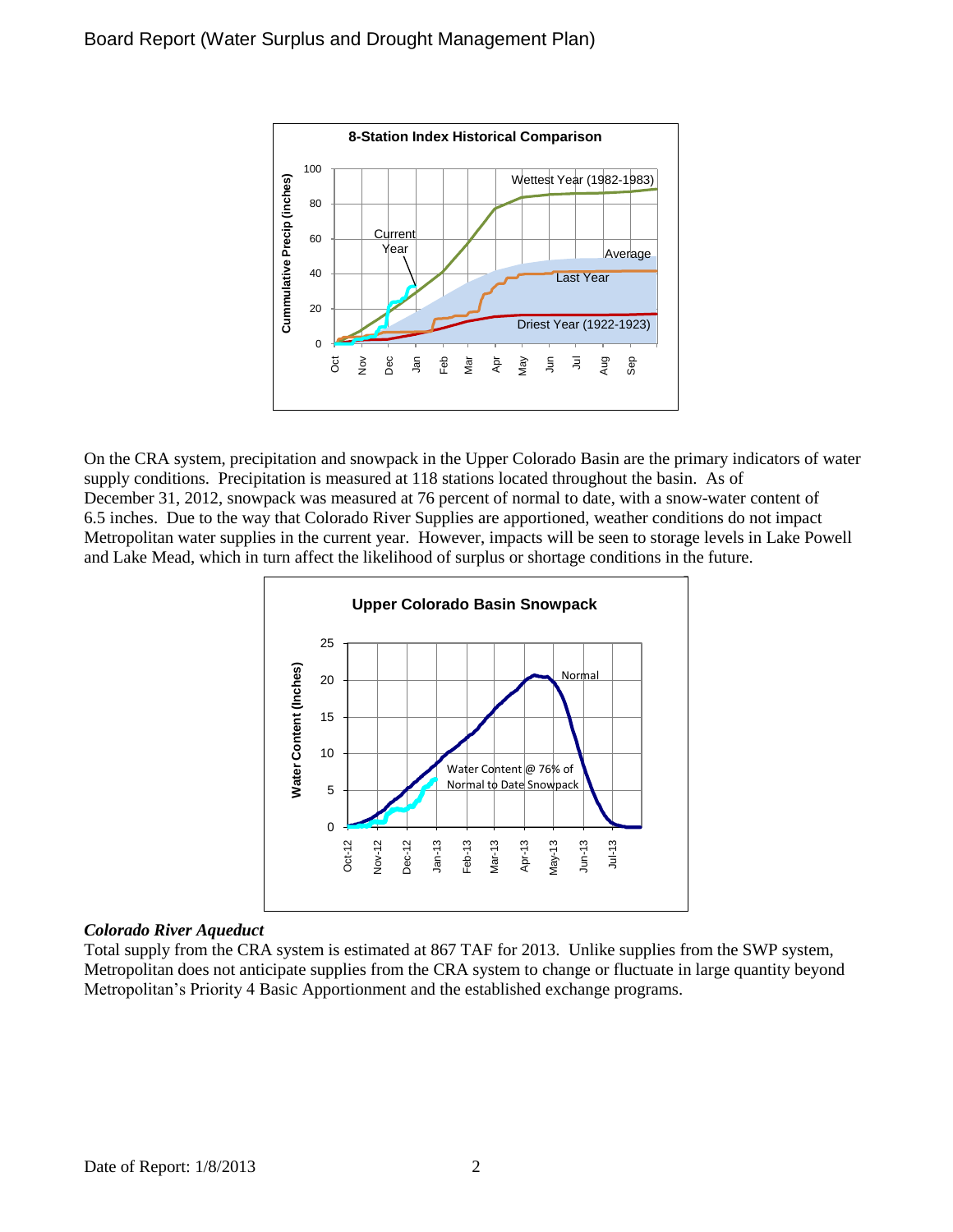On the CRA system, precipitation and snowpack in the Upper Colorado Basin are the primary indicators of water supply conditions. Precipitation is measured at 118 stations located throughout the basin. As of December 31, 2012, snowpack was measured at 76 percent of normal to date, with a snow-water content of 6.5 inches. Due to the way that Colorado River Supplies are apportioned, weather conditions do not impact Metropolitan water supplies in the current year. However, impacts will be seen to storage levels in Lake Powell and Lake Mead, which in turn affect the likelihood of surplus or shortage conditions in the future.

***Colorado River Aqueduct***

Total supply from the CRA system is estimated at 867 TAF for 2013. Unlike supplies from the SWP system, Metropolitan does not anticipate supplies from the CRA system to change or fluctuate in large quantity beyond Metropolitan's Priority 4 Basic Apportionment and the established exchange programs.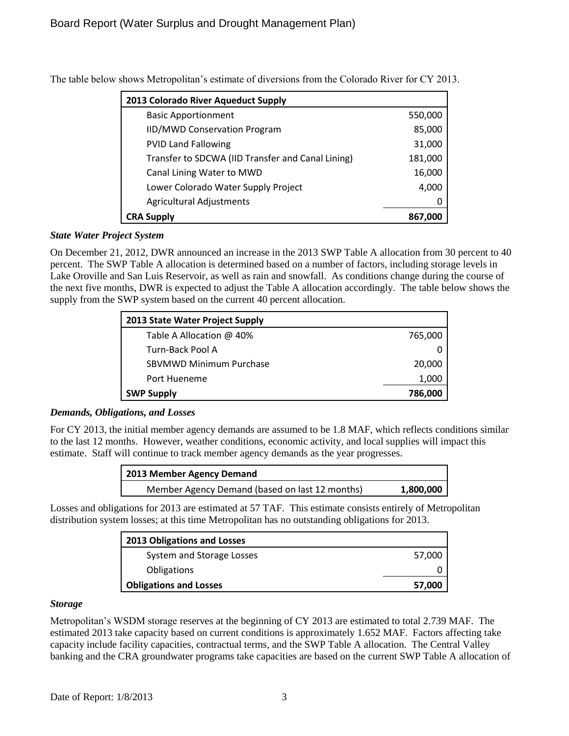The table below shows Metropolitan's estimate of diversions from the Colorado River for CY 2013.

| 2013 Colorado River Aqueduct Supply | |
|---|---|
| Basic Apportionment | 550,000 |
| IID/MWD Conservation Program | 85,000 |
| PVID Land Fallowing | 31,000 |
| Transfer to SDCWA (IID Transfer and Canal Lining) | 181,000 |
| Canal Lining Water to MWD | 16,000 |
| Lower Colorado Water Supply Project | 4,000 |
| Agricultural Adjustments | 0 |
| **CRA Supply** | **867,000** |

### *State Water Project System*

On December 21, 2012, DWR announced an increase in the 2013 SWP Table A allocation from 30 percent to 40 percent. The SWP Table A allocation is determined based on a number of factors, including storage levels in Lake Oroville and San Luis Reservoir, as well as rain and snowfall. As conditions change during the course of the next five months, DWR is expected to adjust the Table A allocation accordingly. The table below shows the supply from the SWP system based on the current 40 percent allocation.

| 2013 State Water Project Supply | |
|---|---|
| Table A Allocation @ 40% | 765,000 |
| Turn-Back Pool A | 0 |
| SBVMWD Minimum Purchase | 20,000 |
| Port Hueneme | 1,000 |
| **SWP Supply** | **786,000** |

### *Demands, Obligations, and Losses*

For CY 2013, the initial member agency demands are assumed to be 1.8 MAF, which reflects conditions similar to the last 12 months. However, weather conditions, economic activity, and local supplies will impact this estimate. Staff will continue to track member agency demands as the year progresses.

| 2013 Member Agency Demand | |
|---|---|
| Member Agency Demand (based on last 12 months) | **1,800,000** |

Losses and obligations for 2013 are estimated at 57 TAF. This estimate consists entirely of Metropolitan distribution system losses; at this time Metropolitan has no outstanding obligations for 2013.

| 2013 Obligations and Losses | |
|---|---|
| System and Storage Losses | 57,000 |
| Obligations | 0 |
| **Obligations and Losses** | **57,000** |

### *Storage*

Metropolitan's WSDM storage reserves at the beginning of CY 2013 are estimated to total 2.739 MAF. The estimated 2013 take capacity based on current conditions is approximately 1.652 MAF. Factors affecting take capacity include facility capacities, contractual terms, and the SWP Table A allocation. The Central Valley banking and the CRA groundwater programs take capacities are based on the current SWP Table A allocation of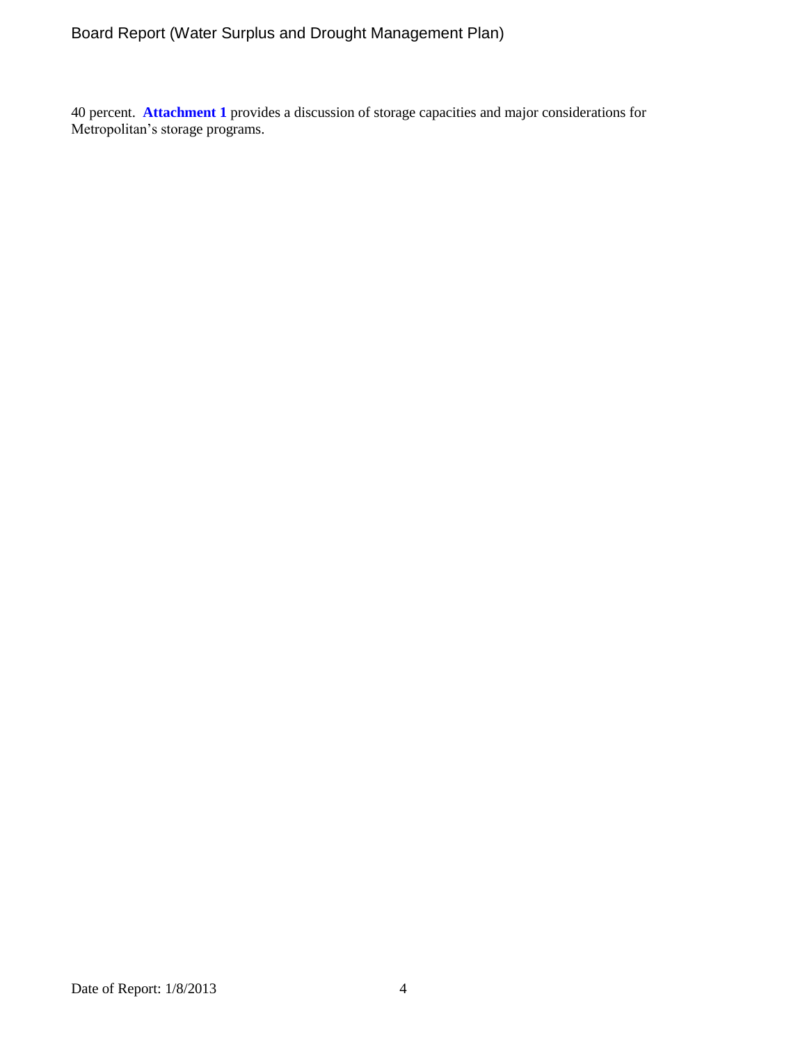40 percent. **Attachment 1** provides a discussion of storage capacities and major considerations for Metropolitan's storage programs.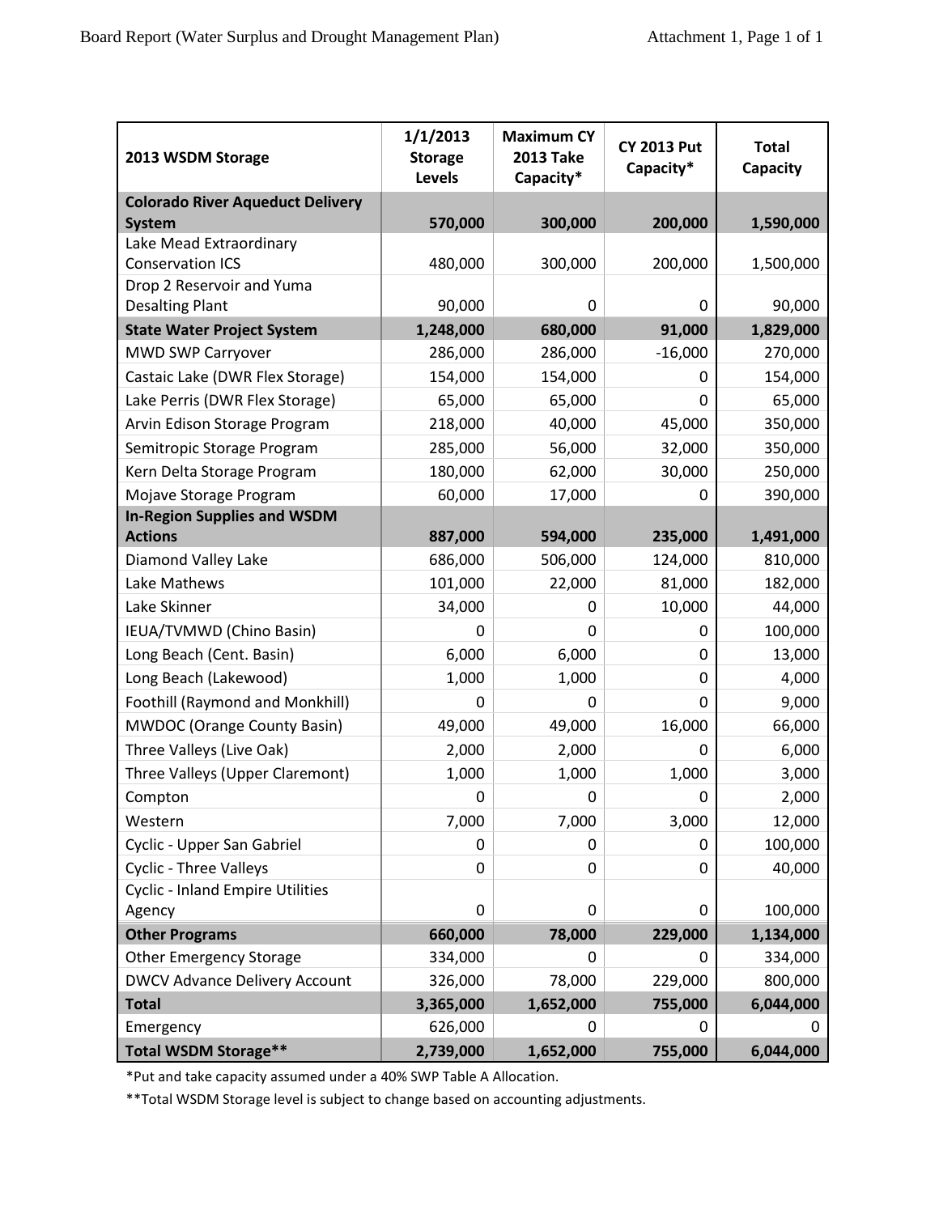| 2013 WSDM Storage | 1/1/2013 Storage Levels | Maximum CY 2013 Take Capacity* | CY 2013 Put Capacity* | Total Capacity |
|---|---|---|---|---|
| **Colorado River Aqueduct Delivery System** | **570,000** | **300,000** | **200,000** | **1,590,000** |
| Lake Mead Extraordinary Conservation ICS | 480,000 | 300,000 | 200,000 | 1,500,000 |
| Drop 2 Reservoir and Yuma Desalting Plant | 90,000 | 0 | 0 | 90,000 |
| **State Water Project System** | **1,248,000** | **680,000** | **91,000** | **1,829,000** |
| MWD SWP Carryover | 286,000 | 286,000 | -16,000 | 270,000 |
| Castaic Lake (DWR Flex Storage) | 154,000 | 154,000 | 0 | 154,000 |
| Lake Perris (DWR Flex Storage) | 65,000 | 65,000 | 0 | 65,000 |
| Arvin Edison Storage Program | 218,000 | 40,000 | 45,000 | 350,000 |
| Semitropic Storage Program | 285,000 | 56,000 | 32,000 | 350,000 |
| Kern Delta Storage Program | 180,000 | 62,000 | 30,000 | 250,000 |
| Mojave Storage Program | 60,000 | 17,000 | 0 | 390,000 |
| **In-Region Supplies and WSDM Actions** | **887,000** | **594,000** | **235,000** | **1,491,000** |
| Diamond Valley Lake | 686,000 | 506,000 | 124,000 | 810,000 |
| Lake Mathews | 101,000 | 22,000 | 81,000 | 182,000 |
| Lake Skinner | 34,000 | 0 | 10,000 | 44,000 |
| IEUA/TVMWD (Chino Basin) | 0 | 0 | 0 | 100,000 |
| Long Beach (Cent. Basin) | 6,000 | 6,000 | 0 | 13,000 |
| Long Beach (Lakewood) | 1,000 | 1,000 | 0 | 4,000 |
| Foothill (Raymond and Monkhill) | 0 | 0 | 0 | 9,000 |
| MWDOC (Orange County Basin) | 49,000 | 49,000 | 16,000 | 66,000 |
| Three Valleys (Live Oak) | 2,000 | 2,000 | 0 | 6,000 |
| Three Valleys (Upper Claremont) | 1,000 | 1,000 | 1,000 | 3,000 |
| Compton | 0 | 0 | 0 | 2,000 |
| Western | 7,000 | 7,000 | 3,000 | 12,000 |
| Cyclic - Upper San Gabriel | 0 | 0 | 0 | 100,000 |
| Cyclic - Three Valleys | 0 | 0 | 0 | 40,000 |
| Cyclic - Inland Empire Utilities Agency | 0 | 0 | 0 | 100,000 |
| **Other Programs** | **660,000** | **78,000** | **229,000** | **1,134,000** |
| Other Emergency Storage | 334,000 | 0 | 0 | 334,000 |
| DWCV Advance Delivery Account | 326,000 | 78,000 | 229,000 | 800,000 |
| **Total** | **3,365,000** | **1,652,000** | **755,000** | **6,044,000** |
| Emergency | 626,000 | 0 | 0 | 0 |
| **Total WSDM Storage**** | **2,739,000** | **1,652,000** | **755,000** | **6,044,000** |

*Put and take capacity assumed under a 40% SWP Table A Allocation.

**Total WSDM Storage level is subject to change based on accounting adjustments.